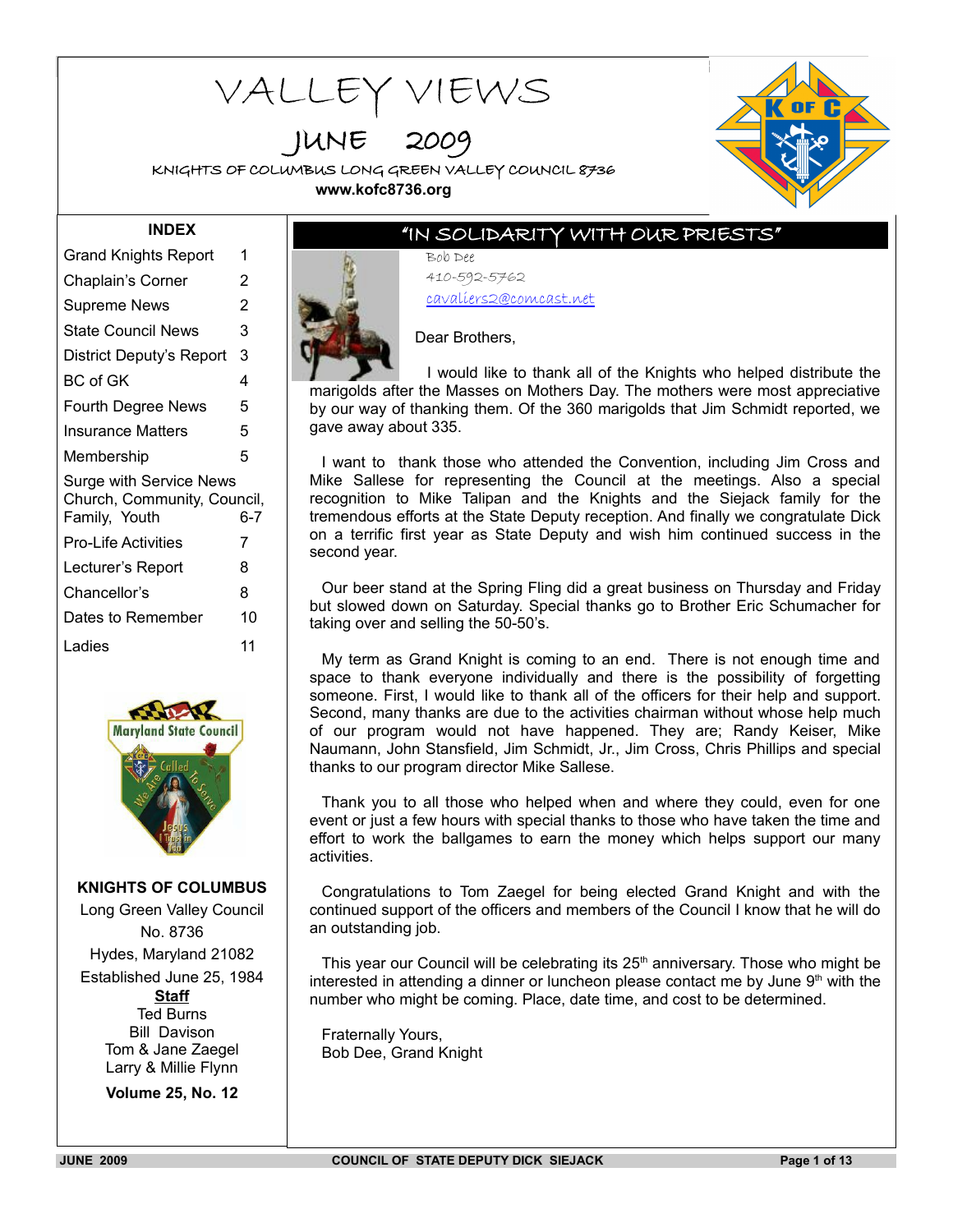# VALLEY VIEWS

## JUNE 2009

KNIGHTS OF COLUMBUS LONG GREEN VALLEY COUNCIL 8736

**www.kofc8736.org**

### INDEX

| | |
|---|---|
| Grand Knights Report | 1 |
| Chaplain's Corner | 2 |
| Supreme News | 2 |
| State Council News | 3 |
| District Deputy's Report | 3 |
| BC of GK | 4 |
| Fourth Degree News | 5 |
| Insurance Matters | 5 |
| Membership | 5 |
| Surge with Service News Church, Community, Council, Family, Youth | 6-7 |
| Pro-Life Activities | 7 |
| Lecturer's Report | 8 |
| Chancellor's | 8 |
| Dates to Remember | 10 |
| Ladies | 11 |

**KNIGHTS OF COLUMBUS**
Long Green Valley Council
No. 8736
Hydes, Maryland 21082
Established June 25, 1984

**Staff**
Ted Burns
Bill Davison
Tom & Jane Zaegel
Larry & Millie Flynn

**Volume 25, No. 12**

## "IN SOLIDARITY WITH OUR PRIESTS"

Bob Dee
410-592-5762
cavaliers2@comcast.net

Dear Brothers,

I would like to thank all of the Knights who helped distribute the marigolds after the Masses on Mothers Day. The mothers were most appreciative by our way of thanking them. Of the 360 marigolds that Jim Schmidt reported, we gave away about 335.

I want to thank those who attended the Convention, including Jim Cross and Mike Sallese for representing the Council at the meetings. Also a special recognition to Mike Talipan and the Knights and the Siejack family for the tremendous efforts at the State Deputy reception. And finally we congratulate Dick on a terrific first year as State Deputy and wish him continued success in the second year.

Our beer stand at the Spring Fling did a great business on Thursday and Friday but slowed down on Saturday. Special thanks go to Brother Eric Schumacher for taking over and selling the 50-50's.

My term as Grand Knight is coming to an end. There is not enough time and space to thank everyone individually and there is the possibility of forgetting someone. First, I would like to thank all of the officers for their help and support. Second, many thanks are due to the activities chairman without whose help much of our program would not have happened. They are; Randy Keiser, Mike Naumann, John Stansfield, Jim Schmidt, Jr., Jim Cross, Chris Phillips and special thanks to our program director Mike Sallese.

Thank you to all those who helped when and where they could, even for one event or just a few hours with special thanks to those who have taken the time and effort to work the ballgames to earn the money which helps support our many activities.

Congratulations to Tom Zaegel for being elected Grand Knight and with the continued support of the officers and members of the Council I know that he will do an outstanding job.

This year our Council will be celebrating its 25th anniversary. Those who might be interested in attending a dinner or luncheon please contact me by June 9th with the number who might be coming. Place, date time, and cost to be determined.

Fraternally Yours,
Bob Dee, Grand Knight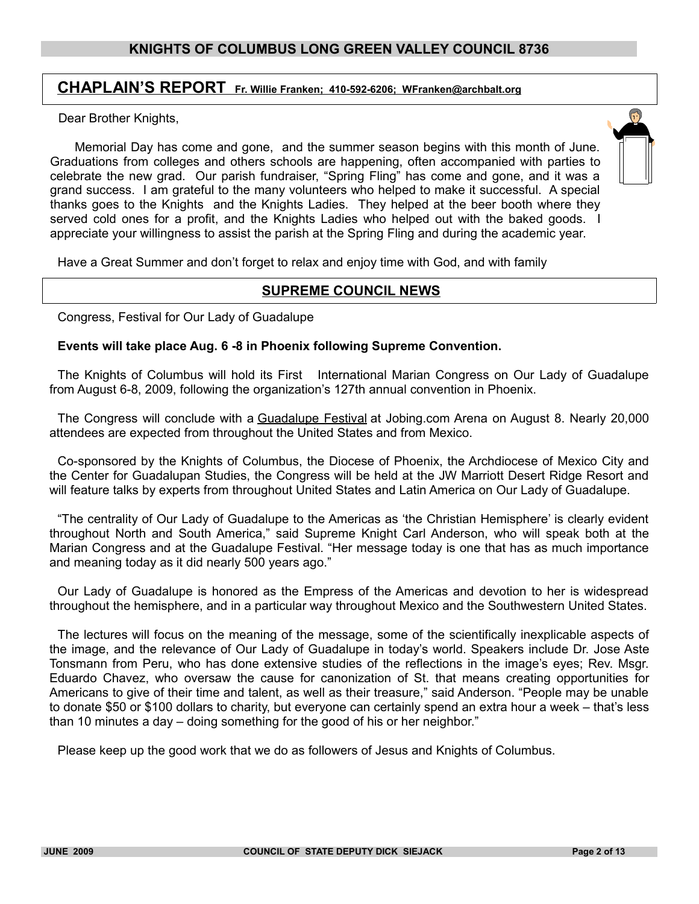# KNIGHTS OF COLUMBUS LONG GREEN VALLEY COUNCIL 8736

## CHAPLAIN'S REPORT Fr. Willie Franken; 410-592-6206; WFranken@archbalt.org

Dear Brother Knights,

Memorial Day has come and gone, and the summer season begins with this month of June. Graduations from colleges and others schools are happening, often accompanied with parties to celebrate the new grad. Our parish fundraiser, "Spring Fling" has come and gone, and it was a grand success. I am grateful to the many volunteers who helped to make it successful. A special thanks goes to the Knights and the Knights Ladies. They helped at the beer booth where they served cold ones for a profit, and the Knights Ladies who helped out with the baked goods. I appreciate your willingness to assist the parish at the Spring Fling and during the academic year.

Have a Great Summer and don't forget to relax and enjoy time with God, and with family

## SUPREME COUNCIL NEWS

Congress, Festival for Our Lady of Guadalupe

**Events will take place Aug. 6 -8 in Phoenix following Supreme Convention.**

The Knights of Columbus will hold its First International Marian Congress on Our Lady of Guadalupe from August 6-8, 2009, following the organization's 127th annual convention in Phoenix.

The Congress will conclude with a Guadalupe Festival at Jobing.com Arena on August 8. Nearly 20,000 attendees are expected from throughout the United States and from Mexico.

Co-sponsored by the Knights of Columbus, the Diocese of Phoenix, the Archdiocese of Mexico City and the Center for Guadalupan Studies, the Congress will be held at the JW Marriott Desert Ridge Resort and will feature talks by experts from throughout United States and Latin America on Our Lady of Guadalupe.

"The centrality of Our Lady of Guadalupe to the Americas as 'the Christian Hemisphere' is clearly evident throughout North and South America," said Supreme Knight Carl Anderson, who will speak both at the Marian Congress and at the Guadalupe Festival. "Her message today is one that has as much importance and meaning today as it did nearly 500 years ago."

Our Lady of Guadalupe is honored as the Empress of the Americas and devotion to her is widespread throughout the hemisphere, and in a particular way throughout Mexico and the Southwestern United States.

The lectures will focus on the meaning of the message, some of the scientifically inexplicable aspects of the image, and the relevance of Our Lady of Guadalupe in today's world. Speakers include Dr. Jose Aste Tonsmann from Peru, who has done extensive studies of the reflections in the image's eyes; Rev. Msgr. Eduardo Chavez, who oversaw the cause for canonization of St. that means creating opportunities for Americans to give of their time and talent, as well as their treasure," said Anderson. "People may be unable to donate $50 or $100 dollars to charity, but everyone can certainly spend an extra hour a week – that's less than 10 minutes a day – doing something for the good of his or her neighbor."

Please keep up the good work that we do as followers of Jesus and Knights of Columbus.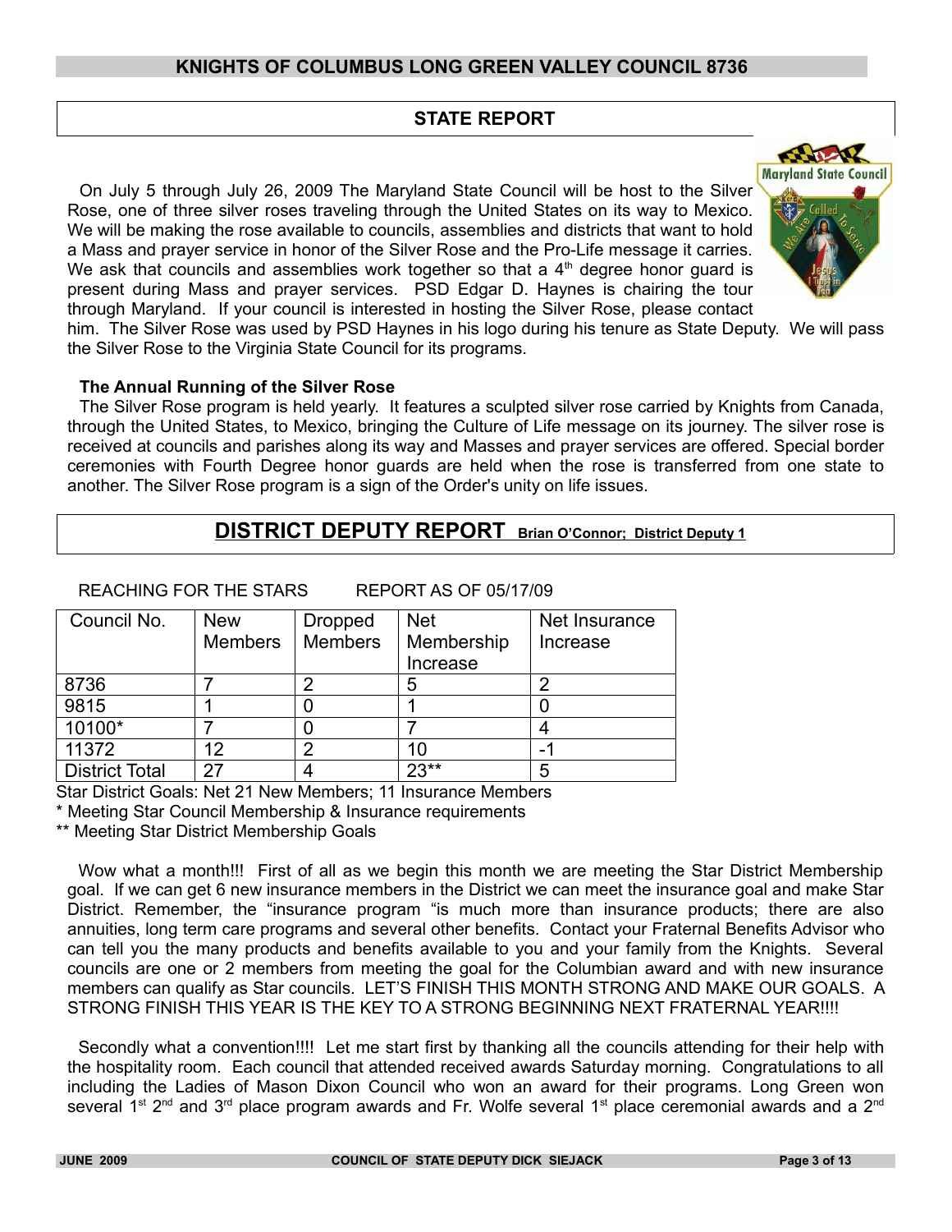# KNIGHTS OF COLUMBUS LONG GREEN VALLEY COUNCIL 8736

## STATE REPORT

On July 5 through July 26, 2009 The Maryland State Council will be host to the Silver Rose, one of three silver roses traveling through the United States on its way to Mexico. We will be making the rose available to councils, assemblies and districts that want to hold a Mass and prayer service in honor of the Silver Rose and the Pro-Life message it carries. We ask that councils and assemblies work together so that a 4th degree honor guard is present during Mass and prayer services. PSD Edgar D. Haynes is chairing the tour through Maryland. If your council is interested in hosting the Silver Rose, please contact him. The Silver Rose was used by PSD Haynes in his logo during his tenure as State Deputy. We will pass the Silver Rose to the Virginia State Council for its programs.

### The Annual Running of the Silver Rose

The Silver Rose program is held yearly. It features a sculpted silver rose carried by Knights from Canada, through the United States, to Mexico, bringing the Culture of Life message on its journey. The silver rose is received at councils and parishes along its way and Masses and prayer services are offered. Special border ceremonies with Fourth Degree honor guards are held when the rose is transferred from one state to another. The Silver Rose program is a sign of the Order's unity on life issues.

## DISTRICT DEPUTY REPORT Brian O'Connor; District Deputy 1

REACHING FOR THE STARS REPORT AS OF 05/17/09

| Council No. | New Members | Dropped Members | Net Membership Increase | Net Insurance Increase |
|---|---|---|---|---|
| 8736 | 7 | 2 | 5 | 2 |
| 9815 | 1 | 0 | 1 | 0 |
| 10100* | 7 | 0 | 7 | 4 |
| 11372 | 12 | 2 | 10 | -1 |
| District Total | 27 | 4 | 23** | 5 |

Star District Goals: Net 21 New Members; 11 Insurance Members

* Meeting Star Council Membership & Insurance requirements

** Meeting Star District Membership Goals

Wow what a month!!! First of all as we begin this month we are meeting the Star District Membership goal. If we can get 6 new insurance members in the District we can meet the insurance goal and make Star District. Remember, the "insurance program "is much more than insurance products; there are also annuities, long term care programs and several other benefits. Contact your Fraternal Benefits Advisor who can tell you the many products and benefits available to you and your family from the Knights. Several councils are one or 2 members from meeting the goal for the Columbian award and with new insurance members can qualify as Star councils. LET'S FINISH THIS MONTH STRONG AND MAKE OUR GOALS. A STRONG FINISH THIS YEAR IS THE KEY TO A STRONG BEGINNING NEXT FRATERNAL YEAR!!!!

Secondly what a convention!!!! Let me start first by thanking all the councils attending for their help with the hospitality room. Each council that attended received awards Saturday morning. Congratulations to all including the Ladies of Mason Dixon Council who won an award for their programs. Long Green won several 1st 2nd and 3rd place program awards and Fr. Wolfe several 1st place ceremonial awards and a 2nd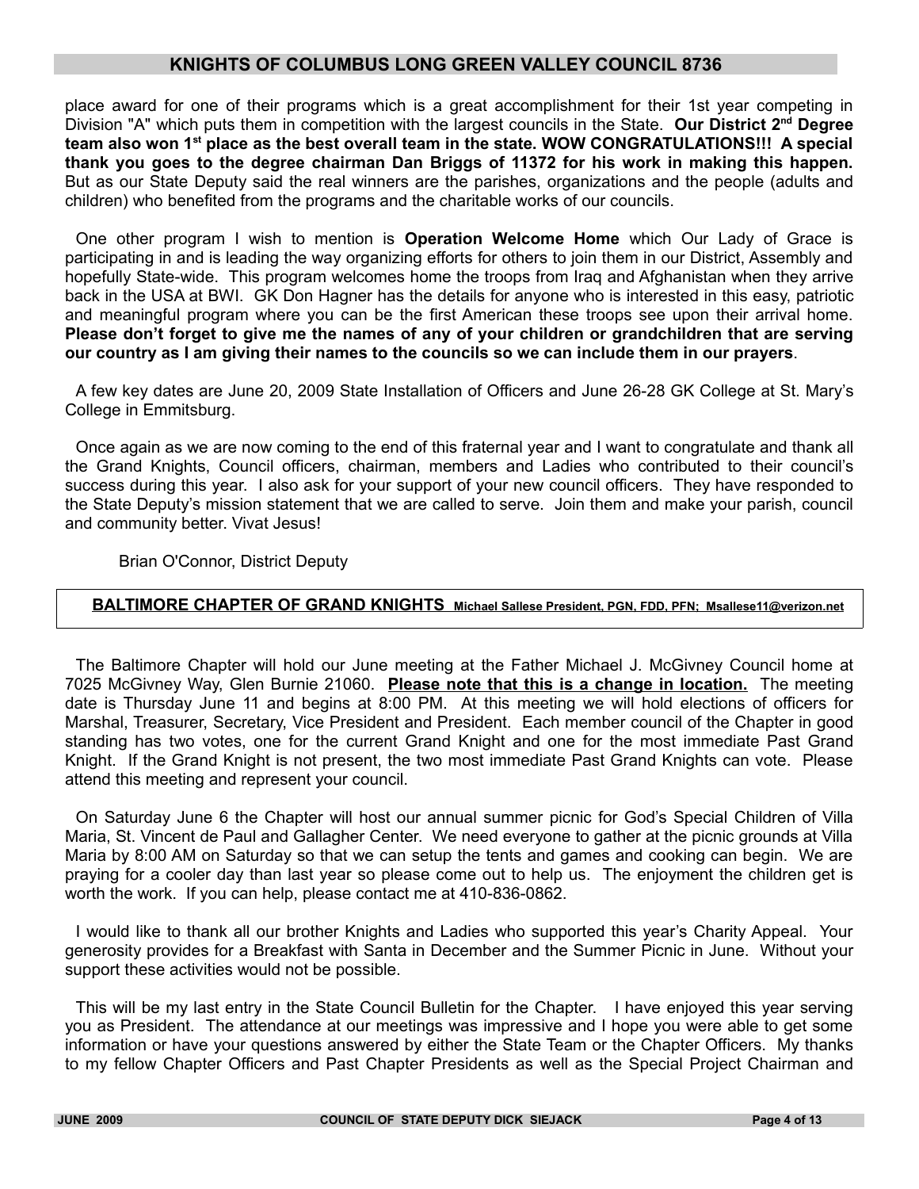place award for one of their programs which is a great accomplishment for their 1st year competing in Division "A" which puts them in competition with the largest councils in the State. **Our District 2nd Degree team also won 1st place as the best overall team in the state. WOW CONGRATULATIONS!!! A special thank you goes to the degree chairman Dan Briggs of 11372 for his work in making this happen.** But as our State Deputy said the real winners are the parishes, organizations and the people (adults and children) who benefited from the programs and the charitable works of our councils.

One other program I wish to mention is **Operation Welcome Home** which Our Lady of Grace is participating in and is leading the way organizing efforts for others to join them in our District, Assembly and hopefully State-wide. This program welcomes home the troops from Iraq and Afghanistan when they arrive back in the USA at BWI. GK Don Hagner has the details for anyone who is interested in this easy, patriotic and meaningful program where you can be the first American these troops see upon their arrival home. **Please don't forget to give me the names of any of your children or grandchildren that are serving our country as I am giving their names to the councils so we can include them in our prayers**.

A few key dates are June 20, 2009 State Installation of Officers and June 26-28 GK College at St. Mary's College in Emmitsburg.

Once again as we are now coming to the end of this fraternal year and I want to congratulate and thank all the Grand Knights, Council officers, chairman, members and Ladies who contributed to their council's success during this year. I also ask for your support of your new council officers. They have responded to the State Deputy's mission statement that we are called to serve. Join them and make your parish, council and community better. Vivat Jesus!

Brian O'Connor, District Deputy

## BALTIMORE CHAPTER OF GRAND KNIGHTS Michael Sallese President, PGN, FDD, PFN; Msallese11@verizon.net

The Baltimore Chapter will hold our June meeting at the Father Michael J. McGivney Council home at 7025 McGivney Way, Glen Burnie 21060. **Please note that this is a change in location.** The meeting date is Thursday June 11 and begins at 8:00 PM. At this meeting we will hold elections of officers for Marshal, Treasurer, Secretary, Vice President and President. Each member council of the Chapter in good standing has two votes, one for the current Grand Knight and one for the most immediate Past Grand Knight. If the Grand Knight is not present, the two most immediate Past Grand Knights can vote. Please attend this meeting and represent your council.

On Saturday June 6 the Chapter will host our annual summer picnic for God's Special Children of Villa Maria, St. Vincent de Paul and Gallagher Center. We need everyone to gather at the picnic grounds at Villa Maria by 8:00 AM on Saturday so that we can setup the tents and games and cooking can begin. We are praying for a cooler day than last year so please come out to help us. The enjoyment the children get is worth the work. If you can help, please contact me at 410-836-0862.

I would like to thank all our brother Knights and Ladies who supported this year's Charity Appeal. Your generosity provides for a Breakfast with Santa in December and the Summer Picnic in June. Without your support these activities would not be possible.

This will be my last entry in the State Council Bulletin for the Chapter. I have enjoyed this year serving you as President. The attendance at our meetings was impressive and I hope you were able to get some information or have your questions answered by either the State Team or the Chapter Officers. My thanks to my fellow Chapter Officers and Past Chapter Presidents as well as the Special Project Chairman and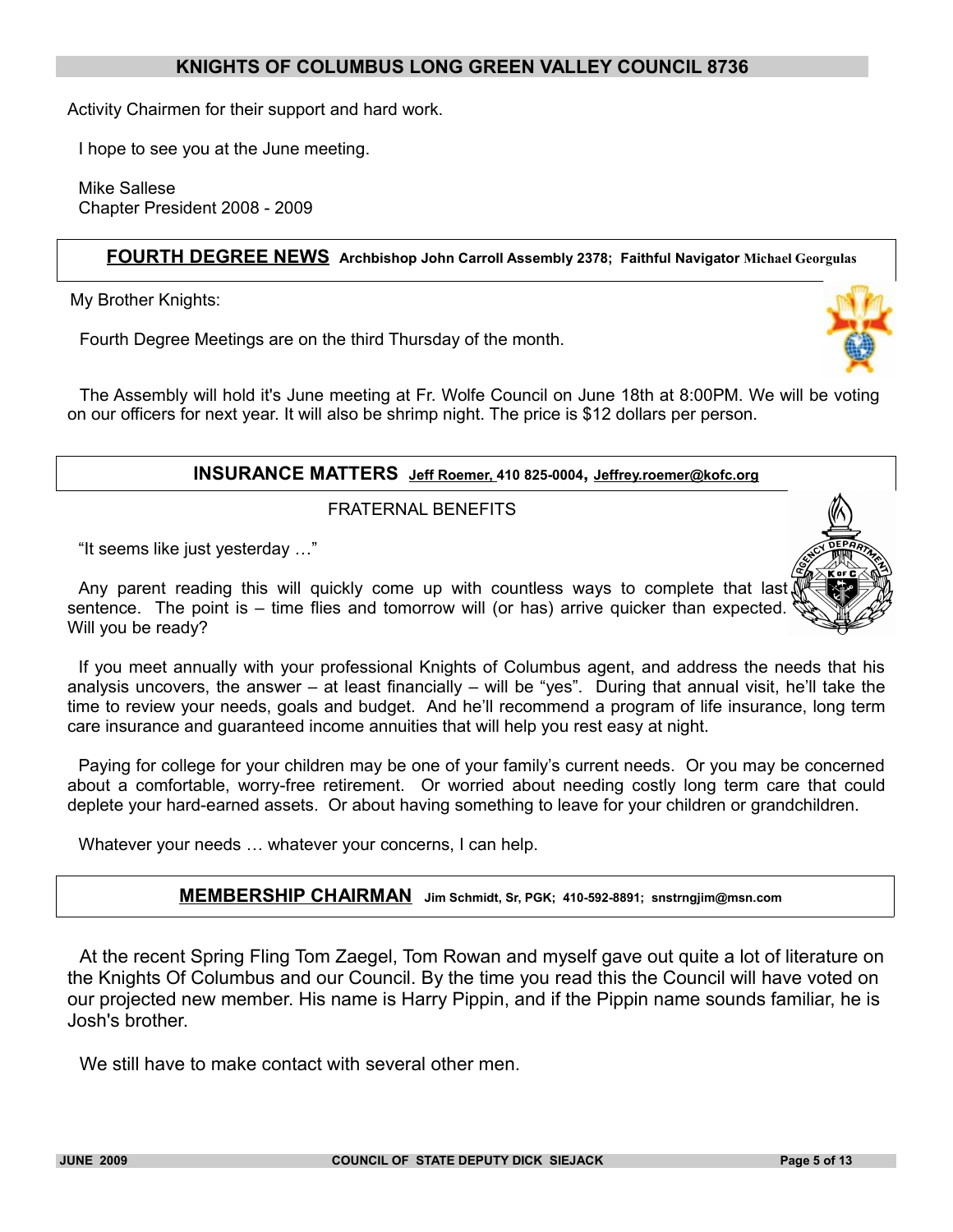Activity Chairmen for their support and hard work.

I hope to see you at the June meeting.

Mike Sallese
Chapter President 2008 - 2009

## FOURTH DEGREE NEWS

**Archbishop John Carroll Assembly 2378; Faithful Navigator Michael Georgulas**

My Brother Knights:

Fourth Degree Meetings are on the third Thursday of the month.

The Assembly will hold it's June meeting at Fr. Wolfe Council on June 18th at 8:00PM. We will be voting on our officers for next year. It will also be shrimp night. The price is $12 dollars per person.

## INSURANCE MATTERS

**Jeff Roemer, 410 825-0004, Jeffrey.roemer@kofc.org**

FRATERNAL BENEFITS

"It seems like just yesterday …"

Any parent reading this will quickly come up with countless ways to complete that last sentence. The point is – time flies and tomorrow will (or has) arrive quicker than expected. Will you be ready?

If you meet annually with your professional Knights of Columbus agent, and address the needs that his analysis uncovers, the answer – at least financially – will be "yes". During that annual visit, he'll take the time to review your needs, goals and budget. And he'll recommend a program of life insurance, long term care insurance and guaranteed income annuities that will help you rest easy at night.

Paying for college for your children may be one of your family's current needs. Or you may be concerned about a comfortable, worry-free retirement. Or worried about needing costly long term care that could deplete your hard-earned assets. Or about having something to leave for your children or grandchildren.

Whatever your needs … whatever your concerns, I can help.

## MEMBERSHIP CHAIRMAN

**Jim Schmidt, Sr, PGK; 410-592-8891; snstrngjim@msn.com**

At the recent Spring Fling Tom Zaegel, Tom Rowan and myself gave out quite a lot of literature on the Knights Of Columbus and our Council. By the time you read this the Council will have voted on our projected new member. His name is Harry Pippin, and if the Pippin name sounds familiar, he is Josh's brother.

We still have to make contact with several other men.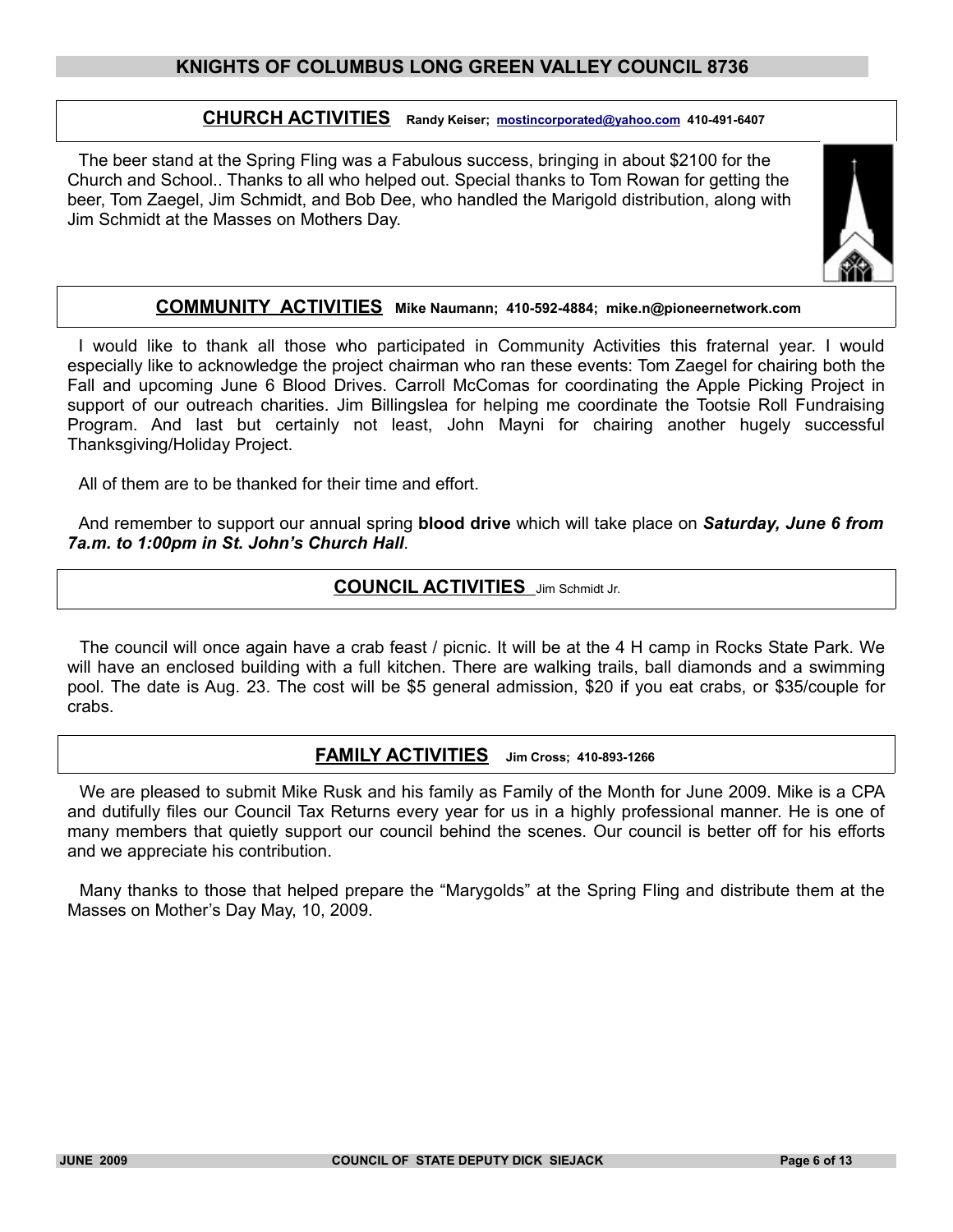# KNIGHTS OF COLUMBUS LONG GREEN VALLEY COUNCIL 8736

## CHURCH ACTIVITIES

**Randy Keiser; mostincorporated@yahoo.com 410-491-6407**

The beer stand at the Spring Fling was a Fabulous success, bringing in about $2100 for the Church and School.. Thanks to all who helped out. Special thanks to Tom Rowan for getting the beer, Tom Zaegel, Jim Schmidt, and Bob Dee, who handled the Marigold distribution, along with Jim Schmidt at the Masses on Mothers Day.

## COMMUNITY ACTIVITIES

**Mike Naumann; 410-592-4884; mike.n@pioneernetwork.com**

I would like to thank all those who participated in Community Activities this fraternal year. I would especially like to acknowledge the project chairman who ran these events: Tom Zaegel for chairing both the Fall and upcoming June 6 Blood Drives. Carroll McComas for coordinating the Apple Picking Project in support of our outreach charities. Jim Billingslea for helping me coordinate the Tootsie Roll Fundraising Program. And last but certainly not least, John Mayni for chairing another hugely successful Thanksgiving/Holiday Project.

All of them are to be thanked for their time and effort.

And remember to support our annual spring **blood drive** which will take place on ***Saturday, June 6 from 7a.m. to 1:00pm in St. John's Church Hall***.

## COUNCIL ACTIVITIES

Jim Schmidt Jr.

The council will once again have a crab feast / picnic. It will be at the 4 H camp in Rocks State Park. We will have an enclosed building with a full kitchen. There are walking trails, ball diamonds and a swimming pool. The date is Aug. 23. The cost will be $5 general admission, $20 if you eat crabs, or $35/couple for crabs.

## FAMILY ACTIVITIES

**Jim Cross; 410-893-1266**

We are pleased to submit Mike Rusk and his family as Family of the Month for June 2009. Mike is a CPA and dutifully files our Council Tax Returns every year for us in a highly professional manner. He is one of many members that quietly support our council behind the scenes. Our council is better off for his efforts and we appreciate his contribution.

Many thanks to those that helped prepare the "Marygolds" at the Spring Fling and distribute them at the Masses on Mother's Day May, 10, 2009.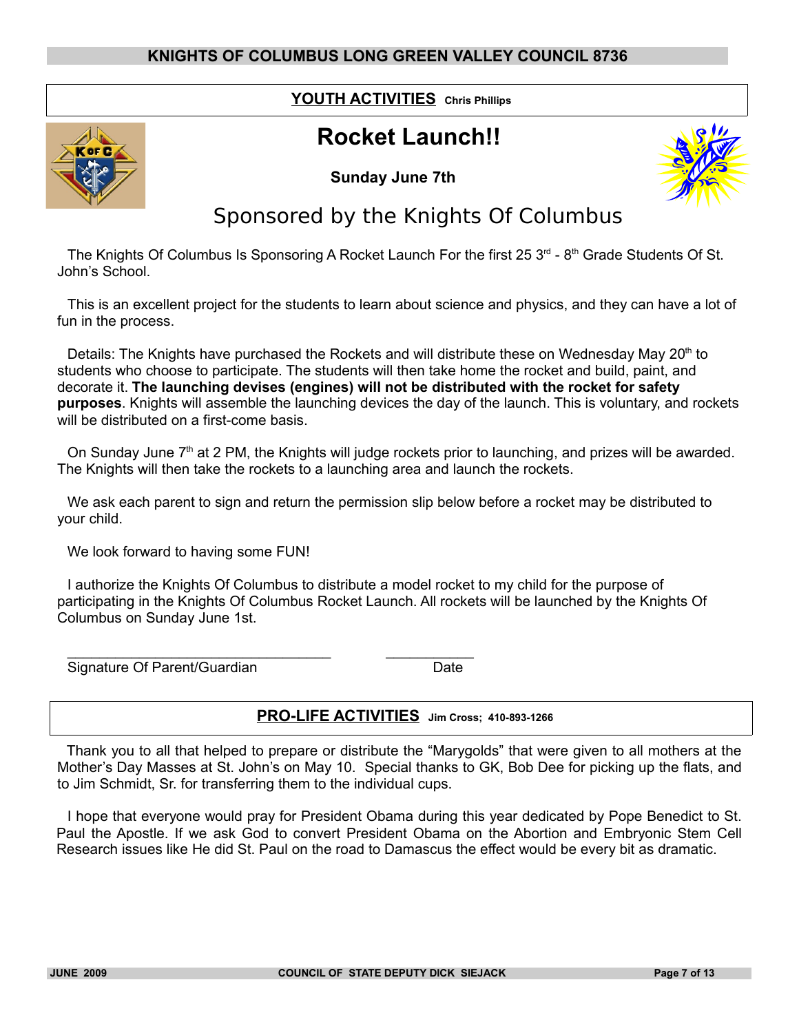## YOUTH ACTIVITIES **Chris Phillips**

# Rocket Launch!!

**Sunday June 7th**

## Sponsored by the Knights Of Columbus

The Knights Of Columbus Is Sponsoring A Rocket Launch For the first 25 3rd - 8th Grade Students Of St. John's School.

This is an excellent project for the students to learn about science and physics, and they can have a lot of fun in the process.

Details: The Knights have purchased the Rockets and will distribute these on Wednesday May 20th to students who choose to participate. The students will then take home the rocket and build, paint, and decorate it. **The launching devises (engines) will not be distributed with the rocket for safety purposes**. Knights will assemble the launching devices the day of the launch. This is voluntary, and rockets will be distributed on a first-come basis.

On Sunday June 7th at 2 PM, the Knights will judge rockets prior to launching, and prizes will be awarded. The Knights will then take the rockets to a launching area and launch the rockets.

We ask each parent to sign and return the permission slip below before a rocket may be distributed to your child.

We look forward to having some FUN!

I authorize the Knights Of Columbus to distribute a model rocket to my child for the purpose of participating in the Knights Of Columbus Rocket Launch. All rockets will be launched by the Knights Of Columbus on Sunday June 1st.

\_\_\_\_\_\_\_\_\_\_\_\_\_\_\_\_\_\_\_\_\_\_\_\_\_\_\_\_\_\_\_\_\_\_ \_\_\_\_\_\_\_\_\_\_\_
Signature Of Parent/Guardian Date

## PRO-LIFE ACTIVITIES **Jim Cross; 410-893-1266**

Thank you to all that helped to prepare or distribute the "Marygolds" that were given to all mothers at the Mother's Day Masses at St. John's on May 10. Special thanks to GK, Bob Dee for picking up the flats, and to Jim Schmidt, Sr. for transferring them to the individual cups.

I hope that everyone would pray for President Obama during this year dedicated by Pope Benedict to St. Paul the Apostle. If we ask God to convert President Obama on the Abortion and Embryonic Stem Cell Research issues like He did St. Paul on the road to Damascus the effect would be every bit as dramatic.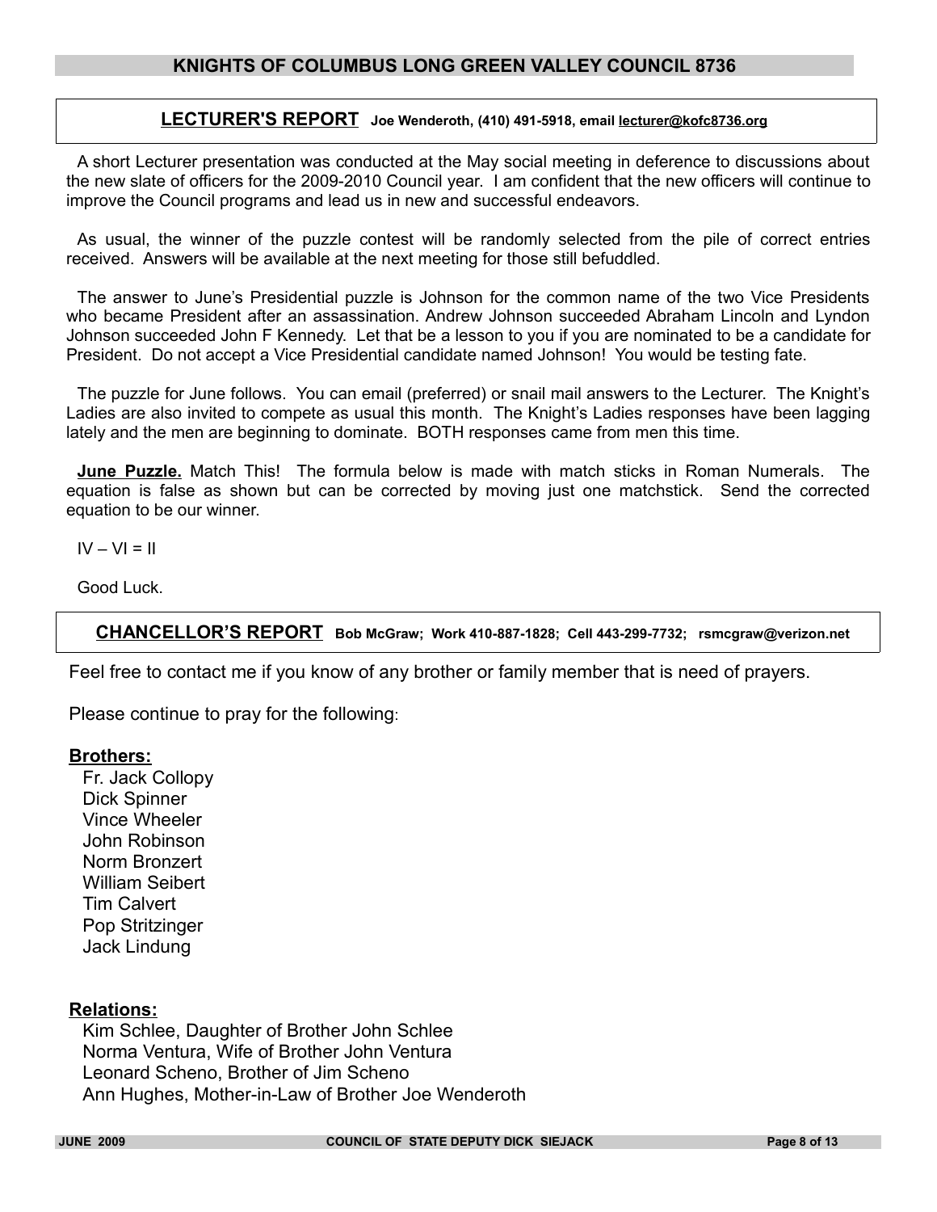## LECTURER'S REPORT

**Joe Wenderoth, (410) 491-5918, email lecturer@kofc8736.org**

A short Lecturer presentation was conducted at the May social meeting in deference to discussions about the new slate of officers for the 2009-2010 Council year. I am confident that the new officers will continue to improve the Council programs and lead us in new and successful endeavors.

As usual, the winner of the puzzle contest will be randomly selected from the pile of correct entries received. Answers will be available at the next meeting for those still befuddled.

The answer to June's Presidential puzzle is Johnson for the common name of the two Vice Presidents who became President after an assassination. Andrew Johnson succeeded Abraham Lincoln and Lyndon Johnson succeeded John F Kennedy. Let that be a lesson to you if you are nominated to be a candidate for President. Do not accept a Vice Presidential candidate named Johnson! You would be testing fate.

The puzzle for June follows. You can email (preferred) or snail mail answers to the Lecturer. The Knight's Ladies are also invited to compete as usual this month. The Knight's Ladies responses have been lagging lately and the men are beginning to dominate. BOTH responses came from men this time.

**June Puzzle.** Match This! The formula below is made with match sticks in Roman Numerals. The equation is false as shown but can be corrected by moving just one matchstick. Send the corrected equation to be our winner.

IV – VI = II

Good Luck.

## CHANCELLOR'S REPORT

**Bob McGraw; Work 410-887-1828; Cell 443-299-7732; rsmcgraw@verizon.net**

Feel free to contact me if you know of any brother or family member that is need of prayers.

Please continue to pray for the following:

**Brothers:**

- Fr. Jack Collopy
- Dick Spinner
- Vince Wheeler
- John Robinson
- Norm Bronzert
- William Seibert
- Tim Calvert
- Pop Stritzinger
- Jack Lindung

**Relations:**

- Kim Schlee, Daughter of Brother John Schlee
- Norma Ventura, Wife of Brother John Ventura
- Leonard Scheno, Brother of Jim Scheno
- Ann Hughes, Mother-in-Law of Brother Joe Wenderoth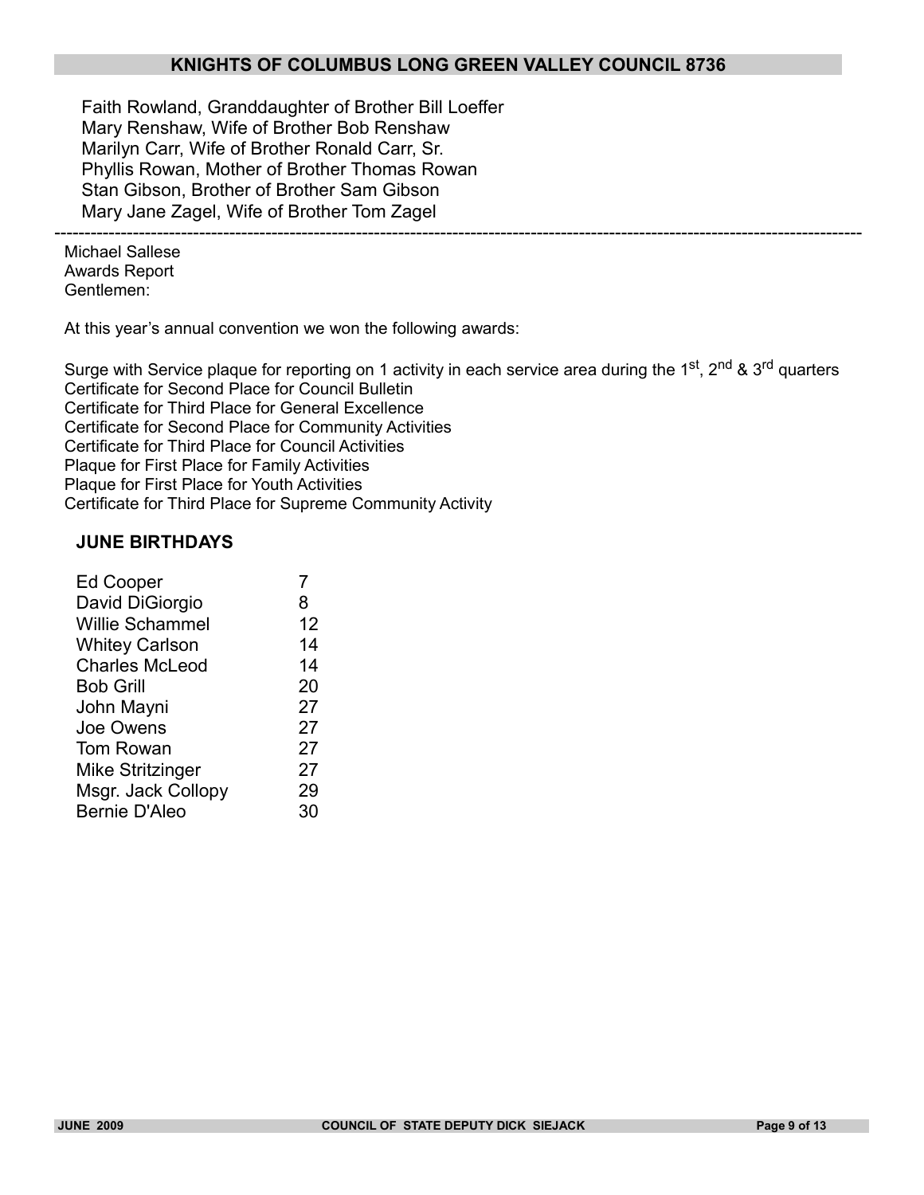Faith Rowland, Granddaughter of Brother Bill Loeffer
Mary Renshaw, Wife of Brother Bob Renshaw
Marilyn Carr, Wife of Brother Ronald Carr, Sr.
Phyllis Rowan, Mother of Brother Thomas Rowan
Stan Gibson, Brother of Brother Sam Gibson
Mary Jane Zagel, Wife of Brother Tom Zagel

---

Michael Sallese
Awards Report
Gentlemen:

At this year's annual convention we won the following awards:

Surge with Service plaque for reporting on 1 activity in each service area during the 1st, 2nd & 3rd quarters
Certificate for Second Place for Council Bulletin
Certificate for Third Place for General Excellence
Certificate for Second Place for Community Activities
Certificate for Third Place for Council Activities
Plaque for First Place for Family Activities
Plaque for First Place for Youth Activities
Certificate for Third Place for Supreme Community Activity

## JUNE BIRTHDAYS

| | |
|---|---|
| Ed Cooper | 7 |
| David DiGiorgio | 8 |
| Willie Schammel | 12 |
| Whitey Carlson | 14 |
| Charles McLeod | 14 |
| Bob Grill | 20 |
| John Mayni | 27 |
| Joe Owens | 27 |
| Tom Rowan | 27 |
| Mike Stritzinger | 27 |
| Msgr. Jack Collopy | 29 |
| Bernie D'Aleo | 30 |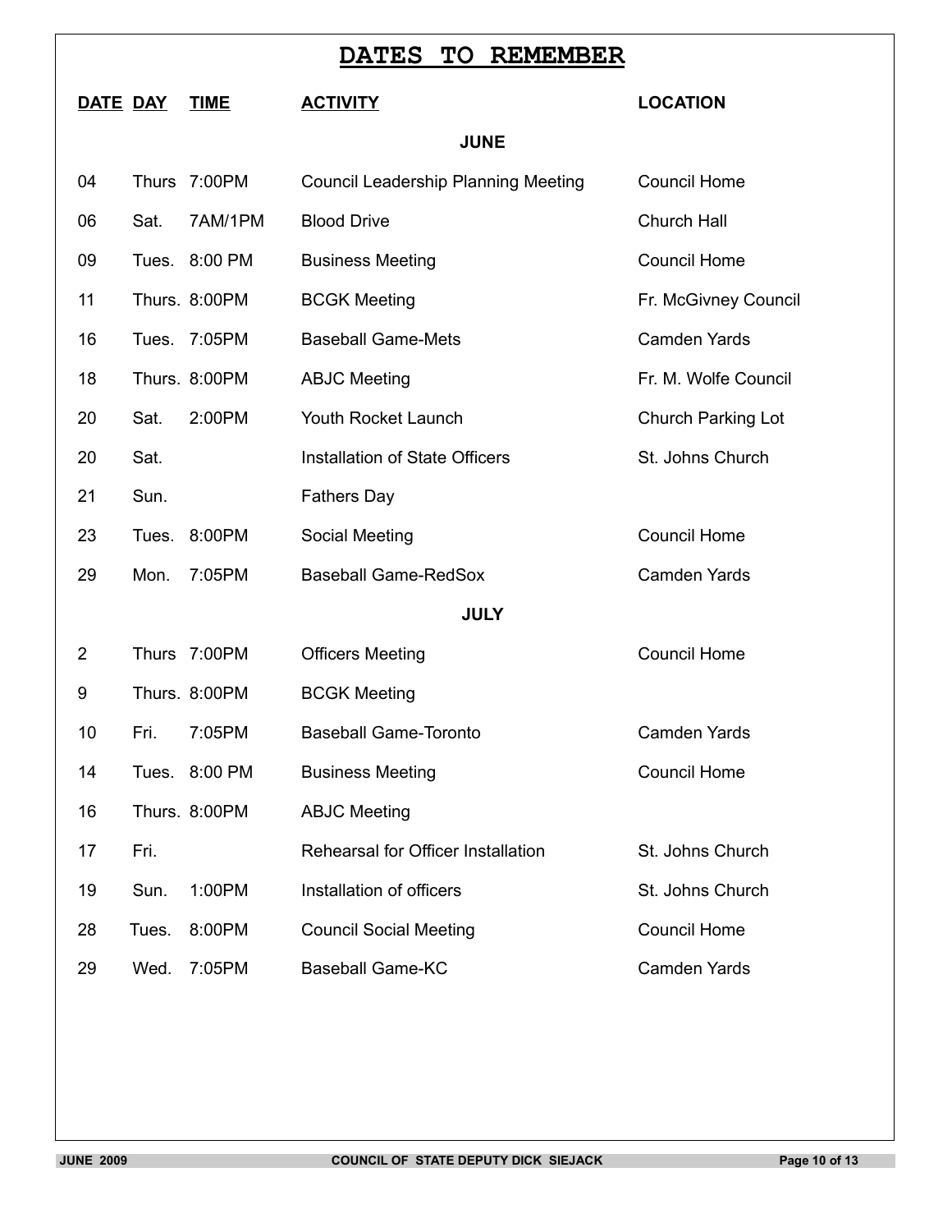# DATES TO REMEMBER

| DATE | DAY | TIME | ACTIVITY | LOCATION |
|---|---|---|---|---|
| | | | **JUNE** | |
| 04 | Thurs | 7:00PM | Council Leadership Planning Meeting | Council Home |
| 06 | Sat. | 7AM/1PM | Blood Drive | Church Hall |
| 09 | Tues. | 8:00 PM | Business Meeting | Council Home |
| 11 | Thurs. | 8:00PM | BCGK Meeting | Fr. McGivney Council |
| 16 | Tues. | 7:05PM | Baseball Game-Mets | Camden Yards |
| 18 | Thurs. | 8:00PM | ABJC Meeting | Fr. M. Wolfe Council |
| 20 | Sat. | 2:00PM | Youth Rocket Launch | Church Parking Lot |
| 20 | Sat. | | Installation of State Officers | St. Johns Church |
| 21 | Sun. | | Fathers Day | |
| 23 | Tues. | 8:00PM | Social Meeting | Council Home |
| 29 | Mon. | 7:05PM | Baseball Game-RedSox | Camden Yards |
| | | | **JULY** | |
| 2 | Thurs | 7:00PM | Officers Meeting | Council Home |
| 9 | Thurs. | 8:00PM | BCGK Meeting | |
| 10 | Fri. | 7:05PM | Baseball Game-Toronto | Camden Yards |
| 14 | Tues. | 8:00 PM | Business Meeting | Council Home |
| 16 | Thurs. | 8:00PM | ABJC Meeting | |
| 17 | Fri. | | Rehearsal for Officer Installation | St. Johns Church |
| 19 | Sun. | 1:00PM | Installation of officers | St. Johns Church |
| 28 | Tues. | 8:00PM | Council Social Meeting | Council Home |
| 29 | Wed. | 7:05PM | Baseball Game-KC | Camden Yards |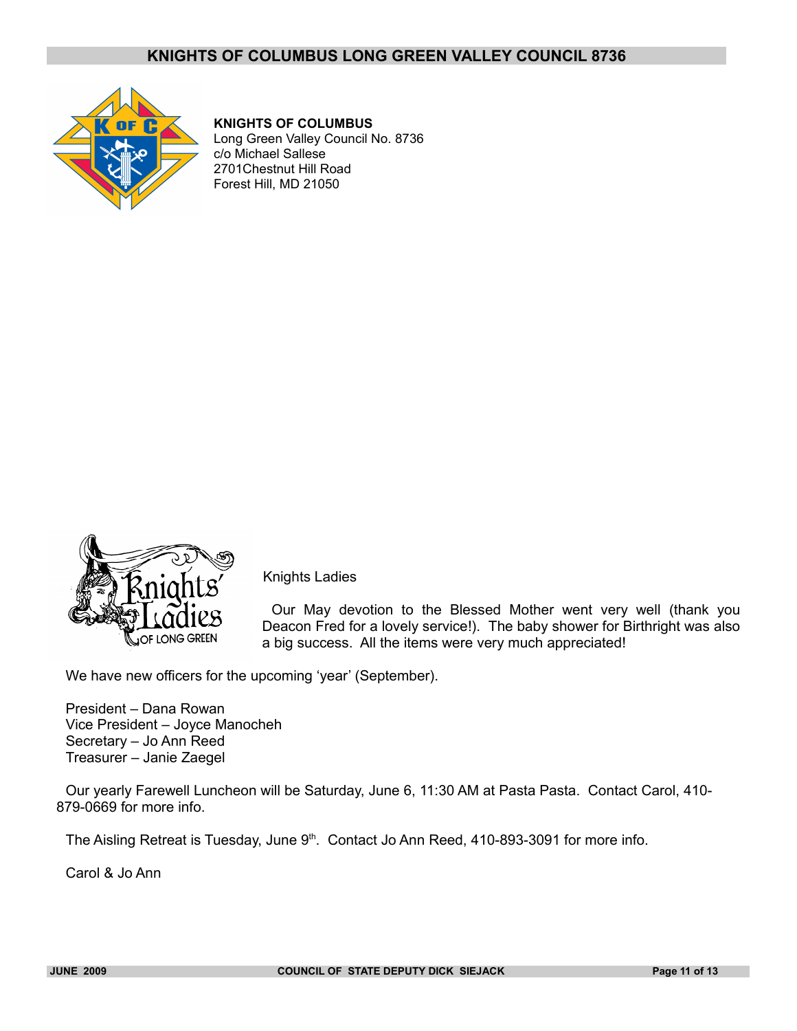# KNIGHTS OF COLUMBUS LONG GREEN VALLEY COUNCIL 8736

**KNIGHTS OF COLUMBUS**
Long Green Valley Council No. 8736
c/o Michael Sallese
2701Chestnut Hill Road
Forest Hill, MD 21050

Knights Ladies

Our May devotion to the Blessed Mother went very well (thank you Deacon Fred for a lovely service!). The baby shower for Birthright was also a big success. All the items were very much appreciated!

We have new officers for the upcoming 'year' (September).

President – Dana Rowan
Vice President – Joyce Manocheh
Secretary – Jo Ann Reed
Treasurer – Janie Zaegel

Our yearly Farewell Luncheon will be Saturday, June 6, 11:30 AM at Pasta Pasta. Contact Carol, 410-879-0669 for more info.

The Aisling Retreat is Tuesday, June 9th. Contact Jo Ann Reed, 410-893-3091 for more info.

Carol & Jo Ann